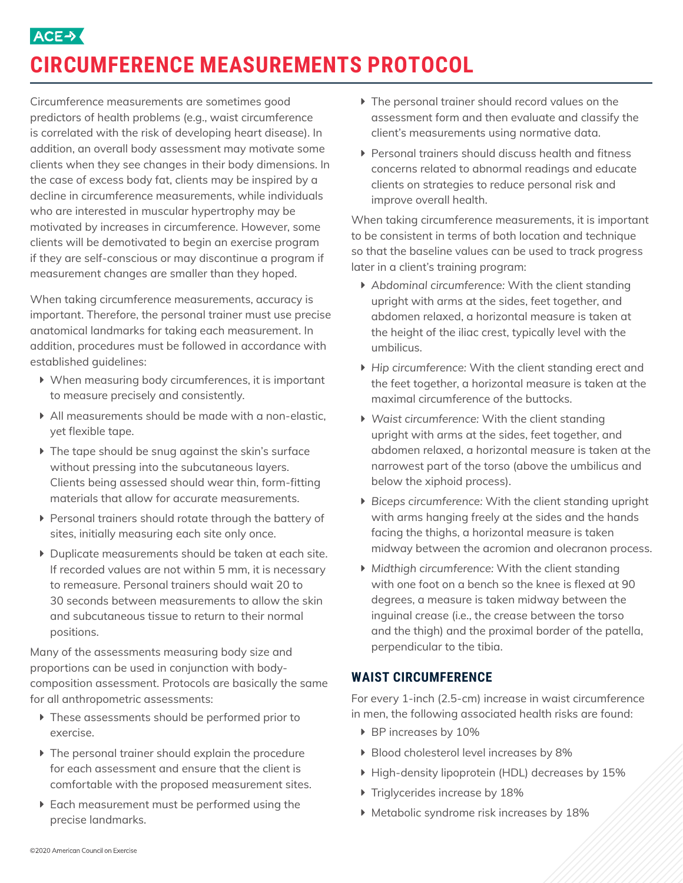# CIRCUMFERENCE MEASUREMENTS PROTOCOL

Circumference measurements are sometimes good predictors of health problems (e.g., waist circumference is correlated with the risk of developing heart disease). In addition, an overall body assessment may motivate some clients when they see changes in their body dimensions. In the case of excess body fat, clients may be inspired by a decline in circumference measurements, while individuals who are interested in muscular hypertrophy may be motivated by increases in circumference. However, some clients will be demotivated to begin an exercise program if they are self-conscious or may discontinue a program if measurement changes are smaller than they hoped.

When taking circumference measurements, accuracy is important. Therefore, the personal trainer must use precise anatomical landmarks for taking each measurement. In addition, procedures must be followed in accordance with established guidelines:

- When measuring body circumferences, it is important to measure precisely and consistently.
- All measurements should be made with a non-elastic, yet flexible tape.
- The tape should be snug against the skin's surface without pressing into the subcutaneous layers. Clients being assessed should wear thin, form-fitting materials that allow for accurate measurements.
- Personal trainers should rotate through the battery of sites, initially measuring each site only once.
- Duplicate measurements should be taken at each site. If recorded values are not within 5 mm, it is necessary to remeasure. Personal trainers should wait 20 to 30 seconds between measurements to allow the skin and subcutaneous tissue to return to their normal positions.

Many of the assessments measuring body size and proportions can be used in conjunction with body-composition assessment. Protocols are basically the same for all anthropometric assessments:

- These assessments should be performed prior to exercise.
- The personal trainer should explain the procedure for each assessment and ensure that the client is comfortable with the proposed measurement sites.
- Each measurement must be performed using the precise landmarks.
- The personal trainer should record values on the assessment form and then evaluate and classify the client's measurements using normative data.
- Personal trainers should discuss health and fitness concerns related to abnormal readings and educate clients on strategies to reduce personal risk and improve overall health.

When taking circumference measurements, it is important to be consistent in terms of both location and technique so that the baseline values can be used to track progress later in a client's training program:

- *Abdominal circumference:* With the client standing upright with arms at the sides, feet together, and abdomen relaxed, a horizontal measure is taken at the height of the iliac crest, typically level with the umbilicus.
- *Hip circumference:* With the client standing erect and the feet together, a horizontal measure is taken at the maximal circumference of the buttocks.
- *Waist circumference:* With the client standing upright with arms at the sides, feet together, and abdomen relaxed, a horizontal measure is taken at the narrowest part of the torso (above the umbilicus and below the xiphoid process).
- *Biceps circumference:* With the client standing upright with arms hanging freely at the sides and the hands facing the thighs, a horizontal measure is taken midway between the acromion and olecranon process.
- *Midthigh circumference:* With the client standing with one foot on a bench so the knee is flexed at 90 degrees, a measure is taken midway between the inguinal crease (i.e., the crease between the torso and the thigh) and the proximal border of the patella, perpendicular to the tibia.

## WAIST CIRCUMFERENCE

For every 1-inch (2.5-cm) increase in waist circumference in men, the following associated health risks are found:

- BP increases by 10%
- Blood cholesterol level increases by 8%
- High-density lipoprotein (HDL) decreases by 15%
- Triglycerides increase by 18%
- Metabolic syndrome risk increases by 18%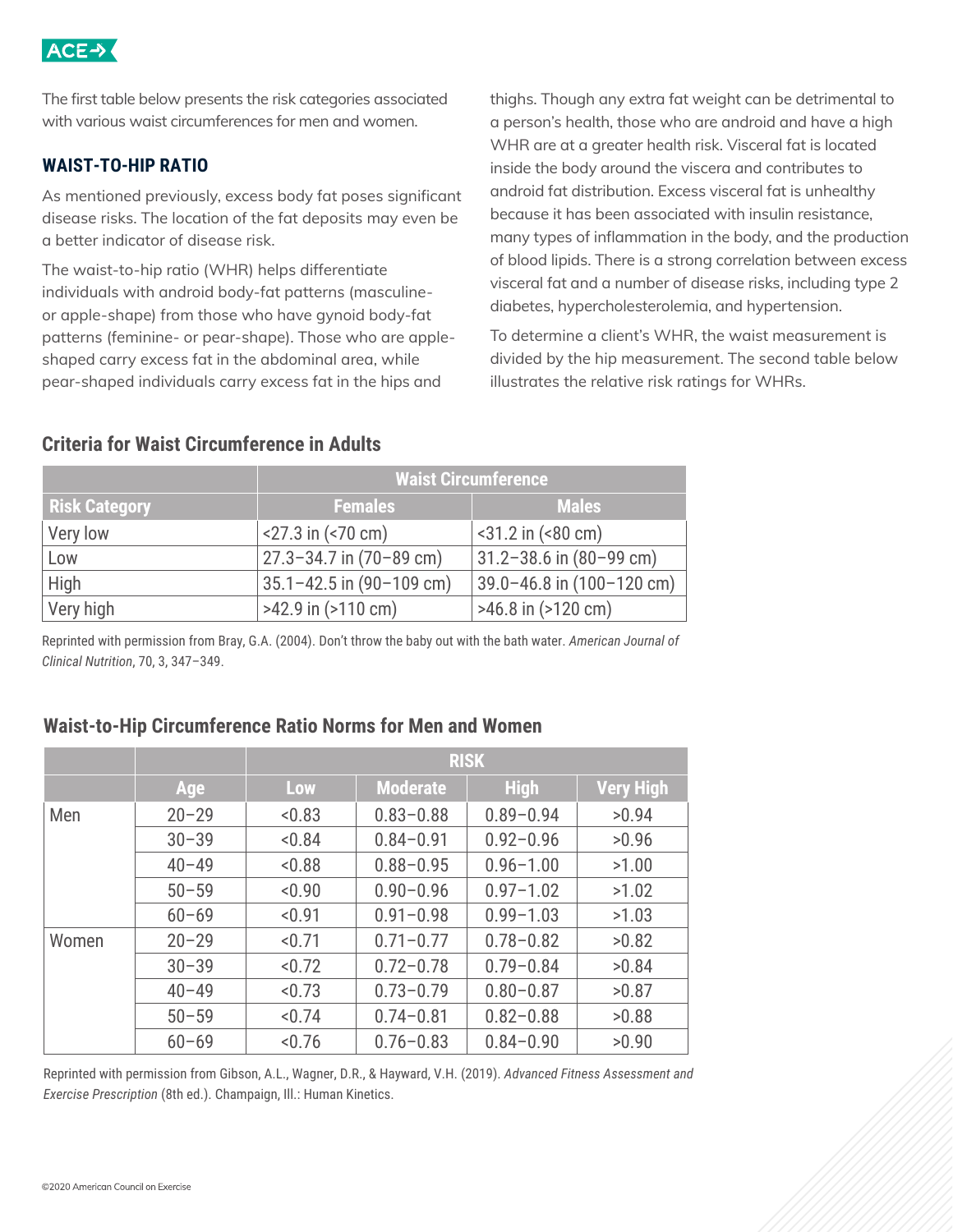The first table below presents the risk categories associated with various waist circumferences for men and women.

## WAIST-TO-HIP RATIO

As mentioned previously, excess body fat poses significant disease risks. The location of the fat deposits may even be a better indicator of disease risk.

The waist-to-hip ratio (WHR) helps differentiate individuals with android body-fat patterns (masculine- or apple-shape) from those who have gynoid body-fat patterns (feminine- or pear-shape). Those who are apple-shaped carry excess fat in the abdominal area, while pear-shaped individuals carry excess fat in the hips and thighs. Though any extra fat weight can be detrimental to a person's health, those who are android and have a high WHR are at a greater health risk. Visceral fat is located inside the body around the viscera and contributes to android fat distribution. Excess visceral fat is unhealthy because it has been associated with insulin resistance, many types of inflammation in the body, and the production of blood lipids. There is a strong correlation between excess visceral fat and a number of disease risks, including type 2 diabetes, hypercholesterolemia, and hypertension.

To determine a client's WHR, the waist measurement is divided by the hip measurement. The second table below illustrates the relative risk ratings for WHRs.

### Criteria for Waist Circumference in Adults

| | Waist Circumference | |
|---|---|---|
| **Risk Category** | **Females** | **Males** |
| Very low | <27.3 in (<70 cm) | <31.2 in (<80 cm) |
| Low | 27.3–34.7 in (70–89 cm) | 31.2–38.6 in (80–99 cm) |
| High | 35.1–42.5 in (90–109 cm) | 39.0–46.8 in (100–120 cm) |
| Very high | >42.9 in (>110 cm) | >46.8 in (>120 cm) |

Reprinted with permission from Bray, G.A. (2004). Don't throw the baby out with the bath water. *American Journal of Clinical Nutrition*, 70, 3, 347–349.

### Waist-to-Hip Circumference Ratio Norms for Men and Women

| | | RISK | | | |
|---|---|---|---|---|---|
| | **Age** | **Low** | **Moderate** | **High** | **Very High** |
| Men | 20–29 | <0.83 | 0.83–0.88 | 0.89–0.94 | >0.94 |
| | 30–39 | <0.84 | 0.84–0.91 | 0.92–0.96 | >0.96 |
| | 40–49 | <0.88 | 0.88–0.95 | 0.96–1.00 | >1.00 |
| | 50–59 | <0.90 | 0.90–0.96 | 0.97–1.02 | >1.02 |
| | 60–69 | <0.91 | 0.91–0.98 | 0.99–1.03 | >1.03 |
| Women | 20–29 | <0.71 | 0.71–0.77 | 0.78–0.82 | >0.82 |
| | 30–39 | <0.72 | 0.72–0.78 | 0.79–0.84 | >0.84 |
| | 40–49 | <0.73 | 0.73–0.79 | 0.80–0.87 | >0.87 |
| | 50–59 | <0.74 | 0.74–0.81 | 0.82–0.88 | >0.88 |
| | 60–69 | <0.76 | 0.76–0.83 | 0.84–0.90 | >0.90 |

Reprinted with permission from Gibson, A.L., Wagner, D.R., & Hayward, V.H. (2019). *Advanced Fitness Assessment and Exercise Prescription* (8th ed.). Champaign, Ill.: Human Kinetics.

©2020 American Council on Exercise